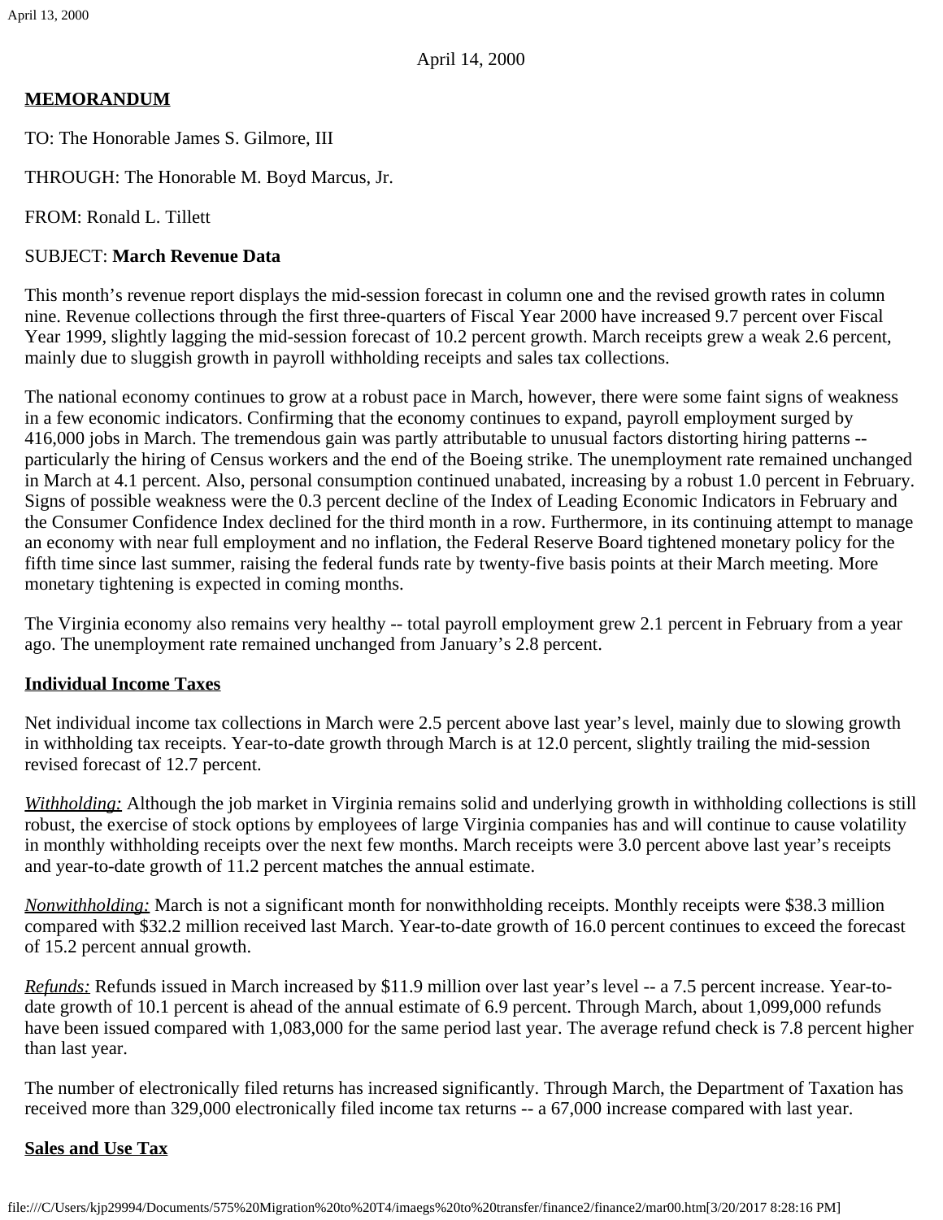April 14, 2000

**MEMORANDUM**

TO: The Honorable James S. Gilmore, III

THROUGH: The Honorable M. Boyd Marcus, Jr.

FROM: Ronald L. Tillett

SUBJECT: **March Revenue Data**

This month's revenue report displays the mid-session forecast in column one and the revised growth rates in column nine. Revenue collections through the first three-quarters of Fiscal Year 2000 have increased 9.7 percent over Fiscal Year 1999, slightly lagging the mid-session forecast of 10.2 percent growth. March receipts grew a weak 2.6 percent, mainly due to sluggish growth in payroll withholding receipts and sales tax collections.

The national economy continues to grow at a robust pace in March, however, there were some faint signs of weakness in a few economic indicators. Confirming that the economy continues to expand, payroll employment surged by 416,000 jobs in March. The tremendous gain was partly attributable to unusual factors distorting hiring patterns -- particularly the hiring of Census workers and the end of the Boeing strike. The unemployment rate remained unchanged in March at 4.1 percent. Also, personal consumption continued unabated, increasing by a robust 1.0 percent in February. Signs of possible weakness were the 0.3 percent decline of the Index of Leading Economic Indicators in February and the Consumer Confidence Index declined for the third month in a row. Furthermore, in its continuing attempt to manage an economy with near full employment and no inflation, the Federal Reserve Board tightened monetary policy for the fifth time since last summer, raising the federal funds rate by twenty-five basis points at their March meeting. More monetary tightening is expected in coming months.

The Virginia economy also remains very healthy -- total payroll employment grew 2.1 percent in February from a year ago. The unemployment rate remained unchanged from January's 2.8 percent.

## Individual Income Taxes

Net individual income tax collections in March were 2.5 percent above last year's level, mainly due to slowing growth in withholding tax receipts. Year-to-date growth through March is at 12.0 percent, slightly trailing the mid-session revised forecast of 12.7 percent.

*Withholding:* Although the job market in Virginia remains solid and underlying growth in withholding collections is still robust, the exercise of stock options by employees of large Virginia companies has and will continue to cause volatility in monthly withholding receipts over the next few months. March receipts were 3.0 percent above last year's receipts and year-to-date growth of 11.2 percent matches the annual estimate.

*Nonwithholding:* March is not a significant month for nonwithholding receipts. Monthly receipts were $38.3 million compared with $32.2 million received last March. Year-to-date growth of 16.0 percent continues to exceed the forecast of 15.2 percent annual growth.

*Refunds:* Refunds issued in March increased by $11.9 million over last year's level -- a 7.5 percent increase. Year-to-date growth of 10.1 percent is ahead of the annual estimate of 6.9 percent. Through March, about 1,099,000 refunds have been issued compared with 1,083,000 for the same period last year. The average refund check is 7.8 percent higher than last year.

The number of electronically filed returns has increased significantly. Through March, the Department of Taxation has received more than 329,000 electronically filed income tax returns -- a 67,000 increase compared with last year.

## Sales and Use Tax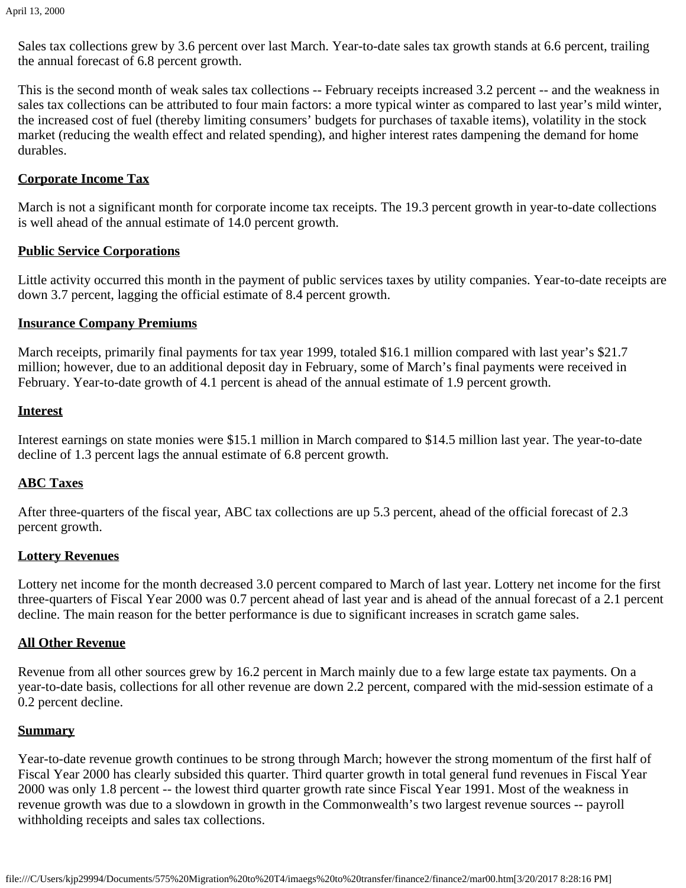Sales tax collections grew by 3.6 percent over last March. Year-to-date sales tax growth stands at 6.6 percent, trailing the annual forecast of 6.8 percent growth.

This is the second month of weak sales tax collections -- February receipts increased 3.2 percent -- and the weakness in sales tax collections can be attributed to four main factors: a more typical winter as compared to last year's mild winter, the increased cost of fuel (thereby limiting consumers' budgets for purchases of taxable items), volatility in the stock market (reducing the wealth effect and related spending), and higher interest rates dampening the demand for home durables.

**Corporate Income Tax**

March is not a significant month for corporate income tax receipts. The 19.3 percent growth in year-to-date collections is well ahead of the annual estimate of 14.0 percent growth.

**Public Service Corporations**

Little activity occurred this month in the payment of public services taxes by utility companies. Year-to-date receipts are down 3.7 percent, lagging the official estimate of 8.4 percent growth.

**Insurance Company Premiums**

March receipts, primarily final payments for tax year 1999, totaled $16.1 million compared with last year's $21.7 million; however, due to an additional deposit day in February, some of March's final payments were received in February. Year-to-date growth of 4.1 percent is ahead of the annual estimate of 1.9 percent growth.

**Interest**

Interest earnings on state monies were $15.1 million in March compared to $14.5 million last year. The year-to-date decline of 1.3 percent lags the annual estimate of 6.8 percent growth.

**ABC Taxes**

After three-quarters of the fiscal year, ABC tax collections are up 5.3 percent, ahead of the official forecast of 2.3 percent growth.

**Lottery Revenues**

Lottery net income for the month decreased 3.0 percent compared to March of last year. Lottery net income for the first three-quarters of Fiscal Year 2000 was 0.7 percent ahead of last year and is ahead of the annual forecast of a 2.1 percent decline. The main reason for the better performance is due to significant increases in scratch game sales.

**All Other Revenue**

Revenue from all other sources grew by 16.2 percent in March mainly due to a few large estate tax payments. On a year-to-date basis, collections for all other revenue are down 2.2 percent, compared with the mid-session estimate of a 0.2 percent decline.

**Summary**

Year-to-date revenue growth continues to be strong through March; however the strong momentum of the first half of Fiscal Year 2000 has clearly subsided this quarter. Third quarter growth in total general fund revenues in Fiscal Year 2000 was only 1.8 percent -- the lowest third quarter growth rate since Fiscal Year 1991. Most of the weakness in revenue growth was due to a slowdown in growth in the Commonwealth's two largest revenue sources -- payroll withholding receipts and sales tax collections.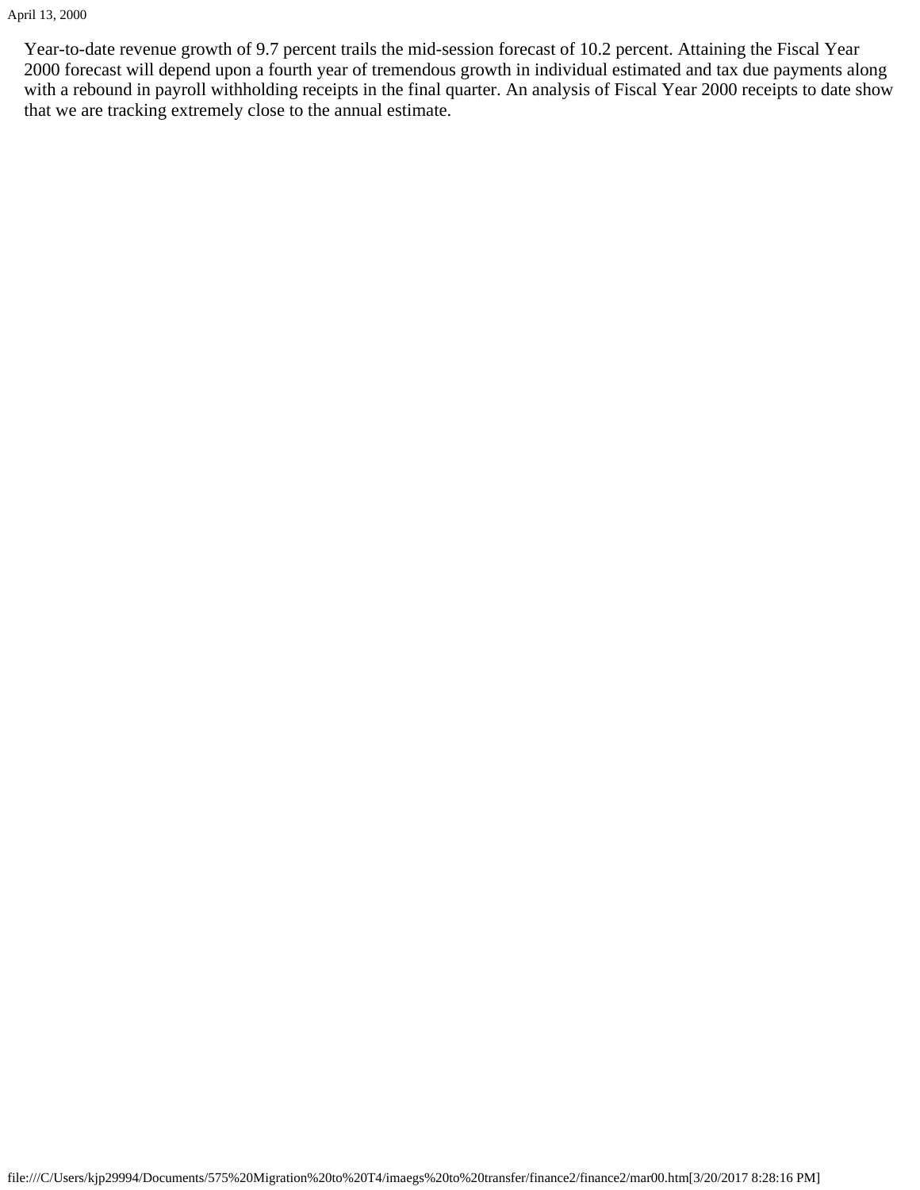Year-to-date revenue growth of 9.7 percent trails the mid-session forecast of 10.2 percent. Attaining the Fiscal Year 2000 forecast will depend upon a fourth year of tremendous growth in individual estimated and tax due payments along with a rebound in payroll withholding receipts in the final quarter. An analysis of Fiscal Year 2000 receipts to date show that we are tracking extremely close to the annual estimate.